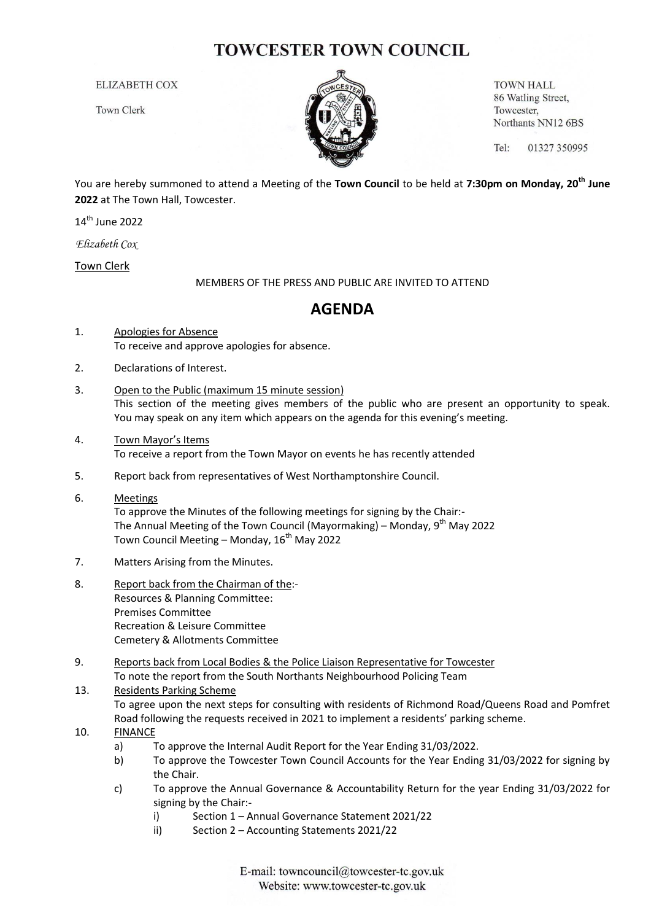# TOWCESTER TOWN COUNCIL

ELIZABETH COX

Town Clerk

TOWN HALL
86 Watling Street,
Towcester,
Northants NN12 6BS

Tel: 01327 350995

You are hereby summoned to attend a Meeting of the **Town Council** to be held at **7:30pm on Monday, 20th June 2022** at The Town Hall, Towcester.

14th June 2022

*Elizabeth Cox*

Town Clerk

MEMBERS OF THE PRESS AND PUBLIC ARE INVITED TO ATTEND

## AGENDA

1. Apologies for Absence
   To receive and approve apologies for absence.

2. Declarations of Interest.

3. Open to the Public (maximum 15 minute session)
   This section of the meeting gives members of the public who are present an opportunity to speak. You may speak on any item which appears on the agenda for this evening's meeting.

4. Town Mayor's Items
   To receive a report from the Town Mayor on events he has recently attended

5. Report back from representatives of West Northamptonshire Council.

6. Meetings
   To approve the Minutes of the following meetings for signing by the Chair:-
   The Annual Meeting of the Town Council (Mayormaking) – Monday, 9th May 2022
   Town Council Meeting – Monday, 16th May 2022

7. Matters Arising from the Minutes.

8. Report back from the Chairman of the:-
   Resources & Planning Committee:
   Premises Committee
   Recreation & Leisure Committee
   Cemetery & Allotments Committee

9. Reports back from Local Bodies & the Police Liaison Representative for Towcester
   To note the report from the South Northants Neighbourhood Policing Team

13. Residents Parking Scheme
   To agree upon the next steps for consulting with residents of Richmond Road/Queens Road and Pomfret Road following the requests received in 2021 to implement a residents' parking scheme.

10. FINANCE
   a) To approve the Internal Audit Report for the Year Ending 31/03/2022.
   b) To approve the Towcester Town Council Accounts for the Year Ending 31/03/2022 for signing by the Chair.
   c) To approve the Annual Governance & Accountability Return for the year Ending 31/03/2022 for signing by the Chair:-
      i) Section 1 – Annual Governance Statement 2021/22
      ii) Section 2 – Accounting Statements 2021/22

E-mail: towncouncil@towcester-tc.gov.uk
Website: www.towcester-tc.gov.uk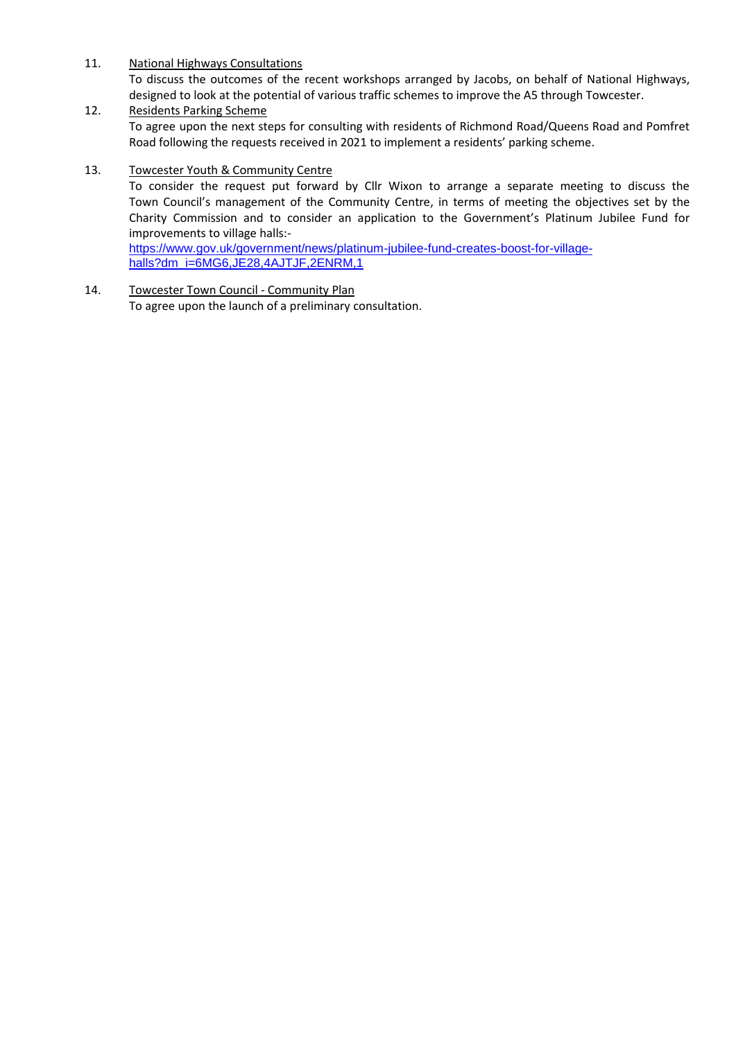11. <u>National Highways Consultations</u>
    To discuss the outcomes of the recent workshops arranged by Jacobs, on behalf of National Highways, designed to look at the potential of various traffic schemes to improve the A5 through Towcester.

12. <u>Residents Parking Scheme</u>
    To agree upon the next steps for consulting with residents of Richmond Road/Queens Road and Pomfret Road following the requests received in 2021 to implement a residents' parking scheme.

13. <u>Towcester Youth & Community Centre</u>
    To consider the request put forward by Cllr Wixon to arrange a separate meeting to discuss the Town Council's management of the Community Centre, in terms of meeting the objectives set by the Charity Commission and to consider an application to the Government's Platinum Jubilee Fund for improvements to village halls:-
    [https://www.gov.uk/government/news/platinum-jubilee-fund-creates-boost-for-village-halls?dm_i=6MG6,JE28,4AJTJF,2ENRM,1](https://www.gov.uk/government/news/platinum-jubilee-fund-creates-boost-for-village-halls?dm_i=6MG6,JE28,4AJTJF,2ENRM,1)

14. <u>Towcester Town Council - Community Plan</u>
    To agree upon the launch of a preliminary consultation.